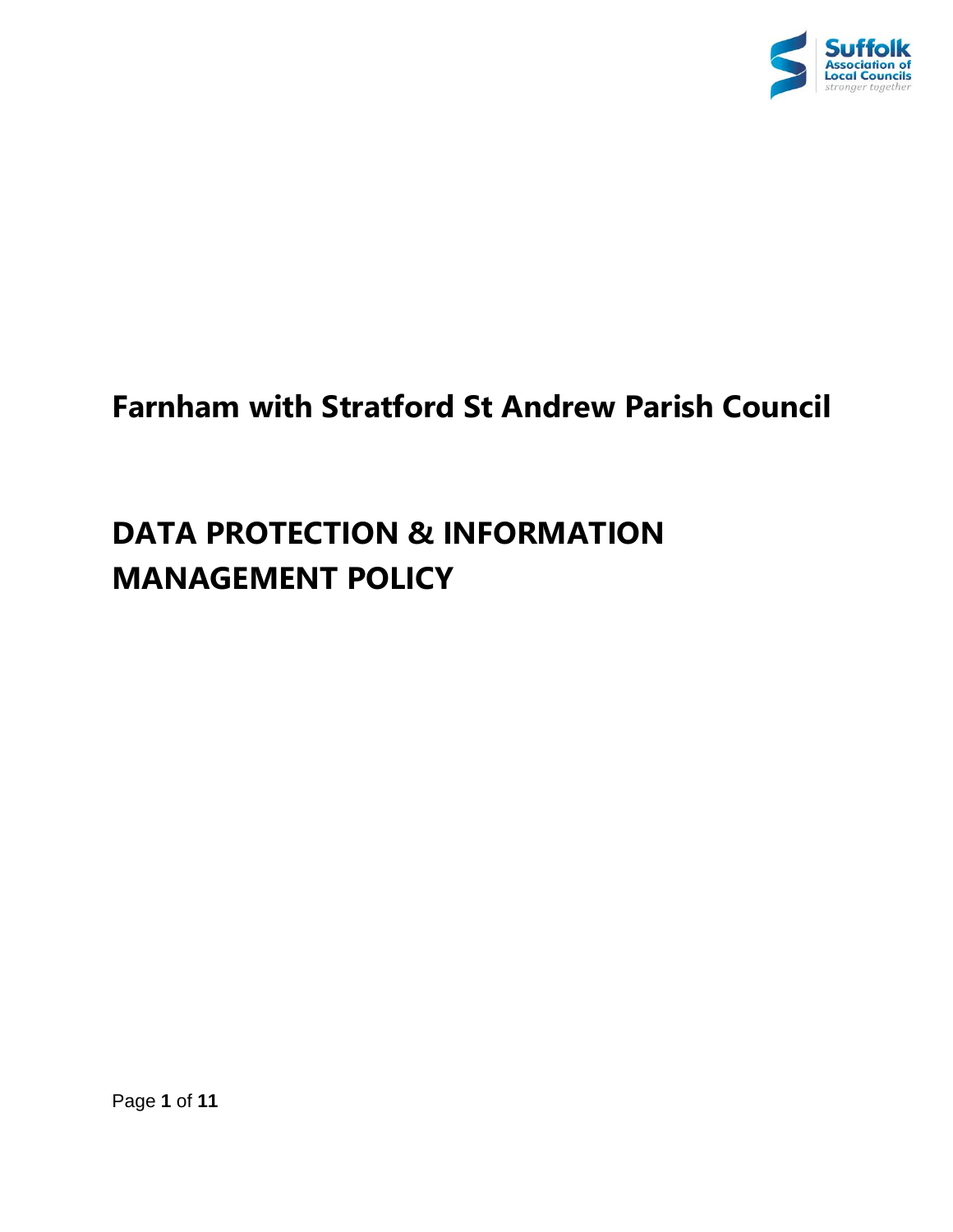# Farnham with Stratford St Andrew Parish Council

# DATA PROTECTION & INFORMATION MANAGEMENT POLICY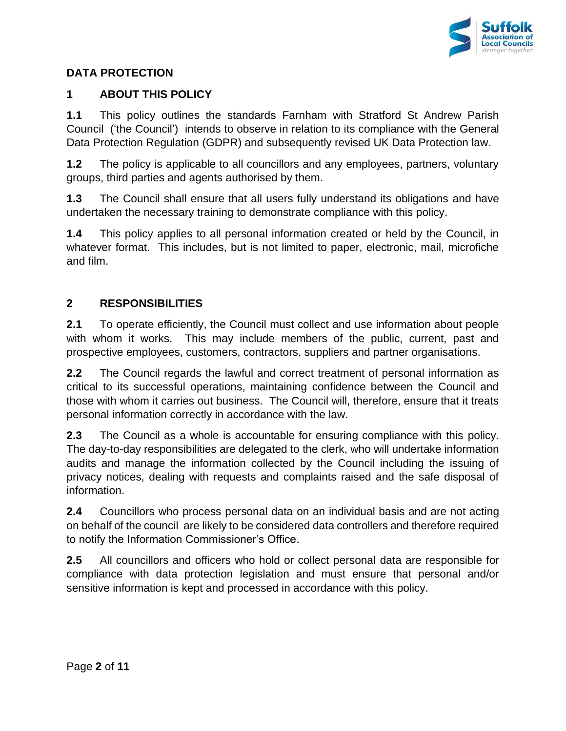## DATA PROTECTION

### 1 ABOUT THIS POLICY

**1.1** This policy outlines the standards Farnham with Stratford St Andrew Parish Council ('the Council') intends to observe in relation to its compliance with the General Data Protection Regulation (GDPR) and subsequently revised UK Data Protection law.

**1.2** The policy is applicable to all councillors and any employees, partners, voluntary groups, third parties and agents authorised by them.

**1.3** The Council shall ensure that all users fully understand its obligations and have undertaken the necessary training to demonstrate compliance with this policy.

**1.4** This policy applies to all personal information created or held by the Council, in whatever format. This includes, but is not limited to paper, electronic, mail, microfiche and film.

### 2 RESPONSIBILITIES

**2.1** To operate efficiently, the Council must collect and use information about people with whom it works. This may include members of the public, current, past and prospective employees, customers, contractors, suppliers and partner organisations.

**2.2** The Council regards the lawful and correct treatment of personal information as critical to its successful operations, maintaining confidence between the Council and those with whom it carries out business. The Council will, therefore, ensure that it treats personal information correctly in accordance with the law.

**2.3** The Council as a whole is accountable for ensuring compliance with this policy. The day-to-day responsibilities are delegated to the clerk, who will undertake information audits and manage the information collected by the Council including the issuing of privacy notices, dealing with requests and complaints raised and the safe disposal of information.

**2.4** Councillors who process personal data on an individual basis and are not acting on behalf of the council are likely to be considered data controllers and therefore required to notify the Information Commissioner's Office.

**2.5** All councillors and officers who hold or collect personal data are responsible for compliance with data protection legislation and must ensure that personal and/or sensitive information is kept and processed in accordance with this policy.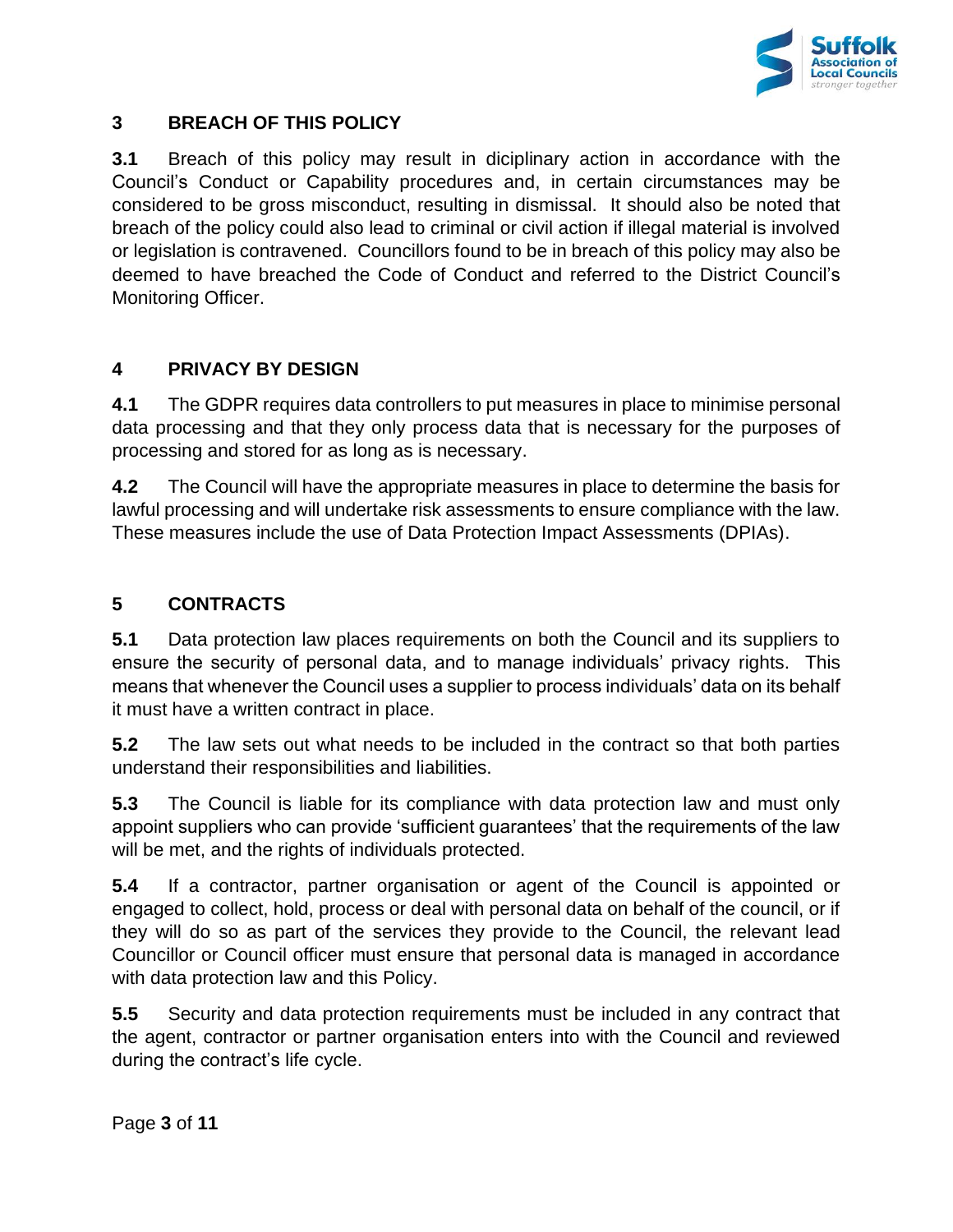## 3 BREACH OF THIS POLICY

**3.1** Breach of this policy may result in diciplinary action in accordance with the Council's Conduct or Capability procedures and, in certain circumstances may be considered to be gross misconduct, resulting in dismissal. It should also be noted that breach of the policy could also lead to criminal or civil action if illegal material is involved or legislation is contravened. Councillors found to be in breach of this policy may also be deemed to have breached the Code of Conduct and referred to the District Council's Monitoring Officer.

## 4 PRIVACY BY DESIGN

**4.1** The GDPR requires data controllers to put measures in place to minimise personal data processing and that they only process data that is necessary for the purposes of processing and stored for as long as is necessary.

**4.2** The Council will have the appropriate measures in place to determine the basis for lawful processing and will undertake risk assessments to ensure compliance with the law. These measures include the use of Data Protection Impact Assessments (DPIAs).

## 5 CONTRACTS

**5.1** Data protection law places requirements on both the Council and its suppliers to ensure the security of personal data, and to manage individuals' privacy rights. This means that whenever the Council uses a supplier to process individuals' data on its behalf it must have a written contract in place.

**5.2** The law sets out what needs to be included in the contract so that both parties understand their responsibilities and liabilities.

**5.3** The Council is liable for its compliance with data protection law and must only appoint suppliers who can provide 'sufficient guarantees' that the requirements of the law will be met, and the rights of individuals protected.

**5.4** If a contractor, partner organisation or agent of the Council is appointed or engaged to collect, hold, process or deal with personal data on behalf of the council, or if they will do so as part of the services they provide to the Council, the relevant lead Councillor or Council officer must ensure that personal data is managed in accordance with data protection law and this Policy.

**5.5** Security and data protection requirements must be included in any contract that the agent, contractor or partner organisation enters into with the Council and reviewed during the contract's life cycle.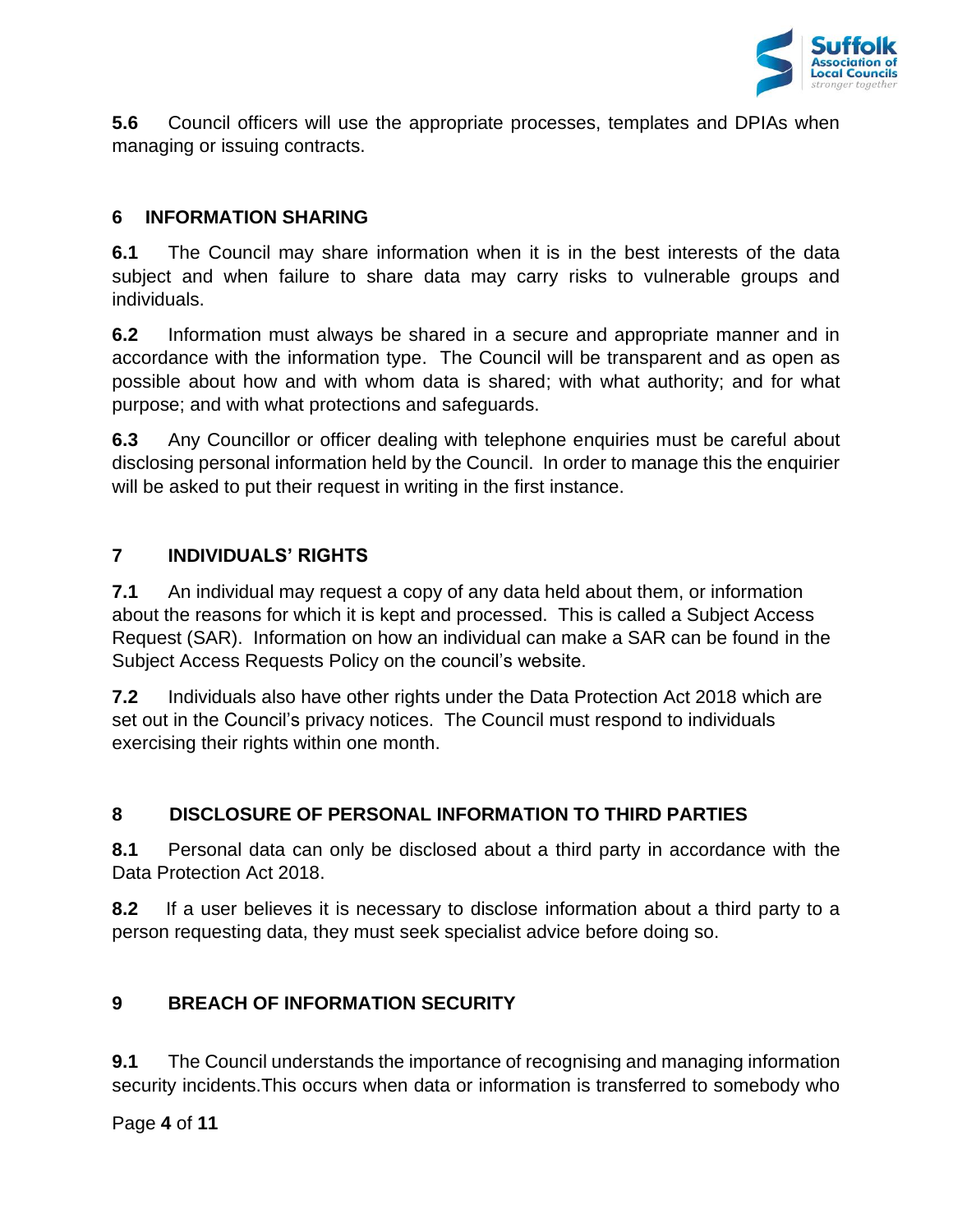**5.6** Council officers will use the appropriate processes, templates and DPIAs when managing or issuing contracts.

## 6 INFORMATION SHARING

**6.1** The Council may share information when it is in the best interests of the data subject and when failure to share data may carry risks to vulnerable groups and individuals.

**6.2** Information must always be shared in a secure and appropriate manner and in accordance with the information type. The Council will be transparent and as open as possible about how and with whom data is shared; with what authority; and for what purpose; and with what protections and safeguards.

**6.3** Any Councillor or officer dealing with telephone enquiries must be careful about disclosing personal information held by the Council. In order to manage this the enquirier will be asked to put their request in writing in the first instance.

## 7 INDIVIDUALS' RIGHTS

**7.1** An individual may request a copy of any data held about them, or information about the reasons for which it is kept and processed. This is called a Subject Access Request (SAR). Information on how an individual can make a SAR can be found in the Subject Access Requests Policy on the council's website.

**7.2** Individuals also have other rights under the Data Protection Act 2018 which are set out in the Council's privacy notices. The Council must respond to individuals exercising their rights within one month.

## 8 DISCLOSURE OF PERSONAL INFORMATION TO THIRD PARTIES

**8.1** Personal data can only be disclosed about a third party in accordance with the Data Protection Act 2018.

**8.2** If a user believes it is necessary to disclose information about a third party to a person requesting data, they must seek specialist advice before doing so.

## 9 BREACH OF INFORMATION SECURITY

**9.1** The Council understands the importance of recognising and managing information security incidents.This occurs when data or information is transferred to somebody who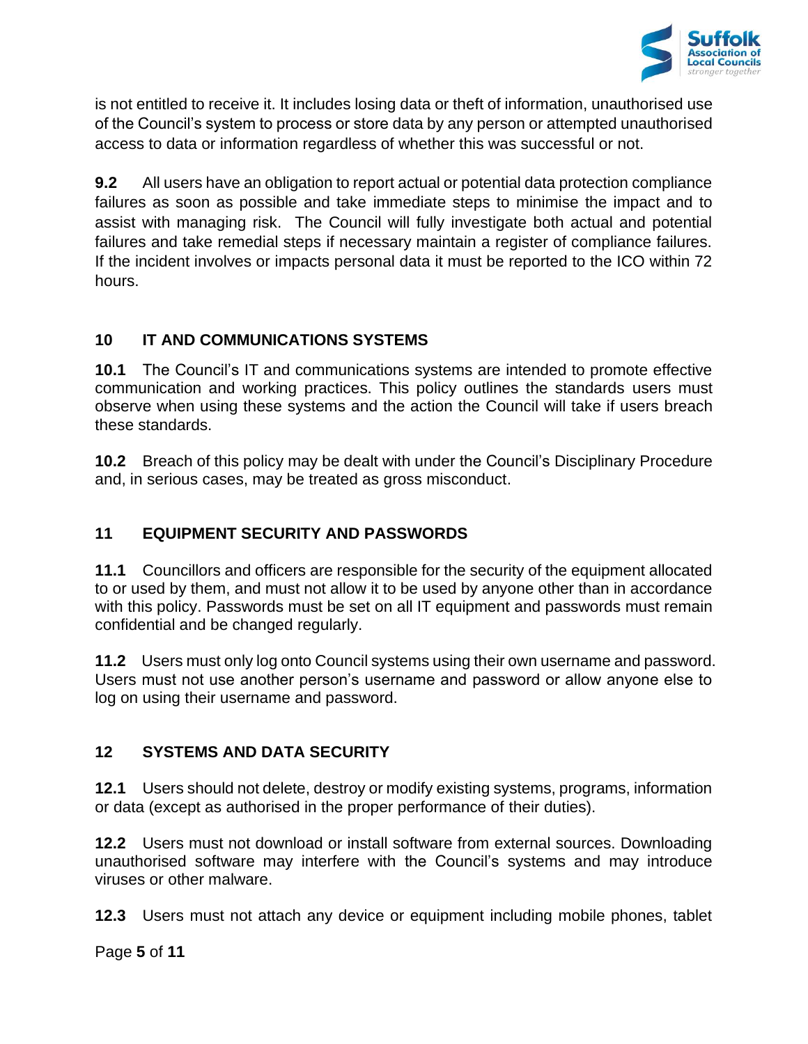is not entitled to receive it. It includes losing data or theft of information, unauthorised use of the Council's system to process or store data by any person or attempted unauthorised access to data or information regardless of whether this was successful or not.

**9.2** All users have an obligation to report actual or potential data protection compliance failures as soon as possible and take immediate steps to minimise the impact and to assist with managing risk. The Council will fully investigate both actual and potential failures and take remedial steps if necessary maintain a register of compliance failures. If the incident involves or impacts personal data it must be reported to the ICO within 72 hours.

## 10 IT AND COMMUNICATIONS SYSTEMS

**10.1** The Council's IT and communications systems are intended to promote effective communication and working practices. This policy outlines the standards users must observe when using these systems and the action the Council will take if users breach these standards.

**10.2** Breach of this policy may be dealt with under the Council's Disciplinary Procedure and, in serious cases, may be treated as gross misconduct.

## 11 EQUIPMENT SECURITY AND PASSWORDS

**11.1** Councillors and officers are responsible for the security of the equipment allocated to or used by them, and must not allow it to be used by anyone other than in accordance with this policy. Passwords must be set on all IT equipment and passwords must remain confidential and be changed regularly.

**11.2** Users must only log onto Council systems using their own username and password. Users must not use another person's username and password or allow anyone else to log on using their username and password.

## 12 SYSTEMS AND DATA SECURITY

**12.1** Users should not delete, destroy or modify existing systems, programs, information or data (except as authorised in the proper performance of their duties).

**12.2** Users must not download or install software from external sources. Downloading unauthorised software may interfere with the Council's systems and may introduce viruses or other malware.

**12.3** Users must not attach any device or equipment including mobile phones, tablet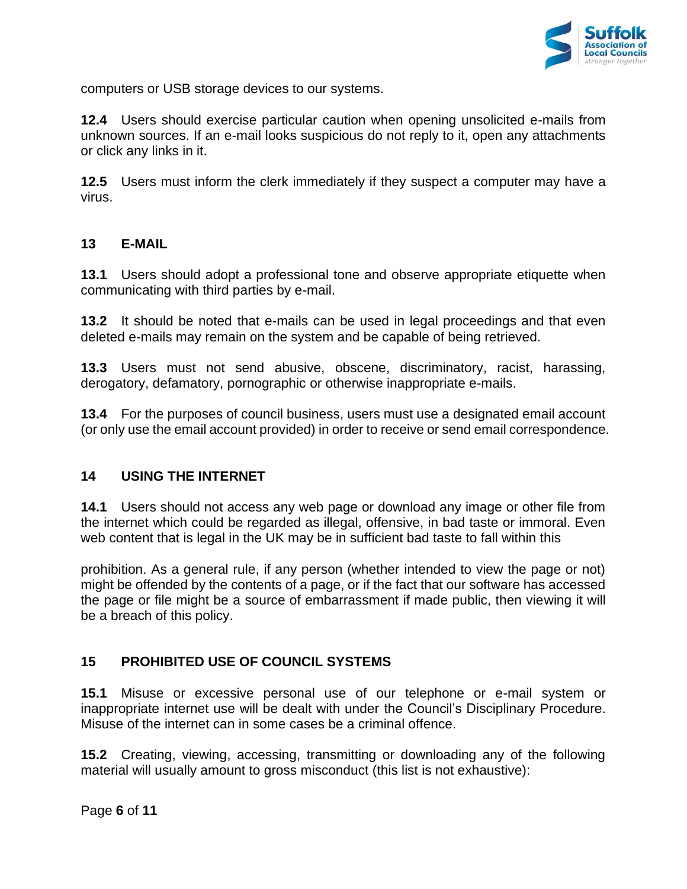computers or USB storage devices to our systems.

**12.4** Users should exercise particular caution when opening unsolicited e-mails from unknown sources. If an e-mail looks suspicious do not reply to it, open any attachments or click any links in it.

**12.5** Users must inform the clerk immediately if they suspect a computer may have a virus.

## 13 E-MAIL

**13.1** Users should adopt a professional tone and observe appropriate etiquette when communicating with third parties by e-mail.

**13.2** It should be noted that e-mails can be used in legal proceedings and that even deleted e-mails may remain on the system and be capable of being retrieved.

**13.3** Users must not send abusive, obscene, discriminatory, racist, harassing, derogatory, defamatory, pornographic or otherwise inappropriate e-mails.

**13.4** For the purposes of council business, users must use a designated email account (or only use the email account provided) in order to receive or send email correspondence.

## 14 USING THE INTERNET

**14.1** Users should not access any web page or download any image or other file from the internet which could be regarded as illegal, offensive, in bad taste or immoral. Even web content that is legal in the UK may be in sufficient bad taste to fall within this prohibition. As a general rule, if any person (whether intended to view the page or not) might be offended by the contents of a page, or if the fact that our software has accessed the page or file might be a source of embarrassment if made public, then viewing it will be a breach of this policy.

## 15 PROHIBITED USE OF COUNCIL SYSTEMS

**15.1** Misuse or excessive personal use of our telephone or e-mail system or inappropriate internet use will be dealt with under the Council's Disciplinary Procedure. Misuse of the internet can in some cases be a criminal offence.

**15.2** Creating, viewing, accessing, transmitting or downloading any of the following material will usually amount to gross misconduct (this list is not exhaustive):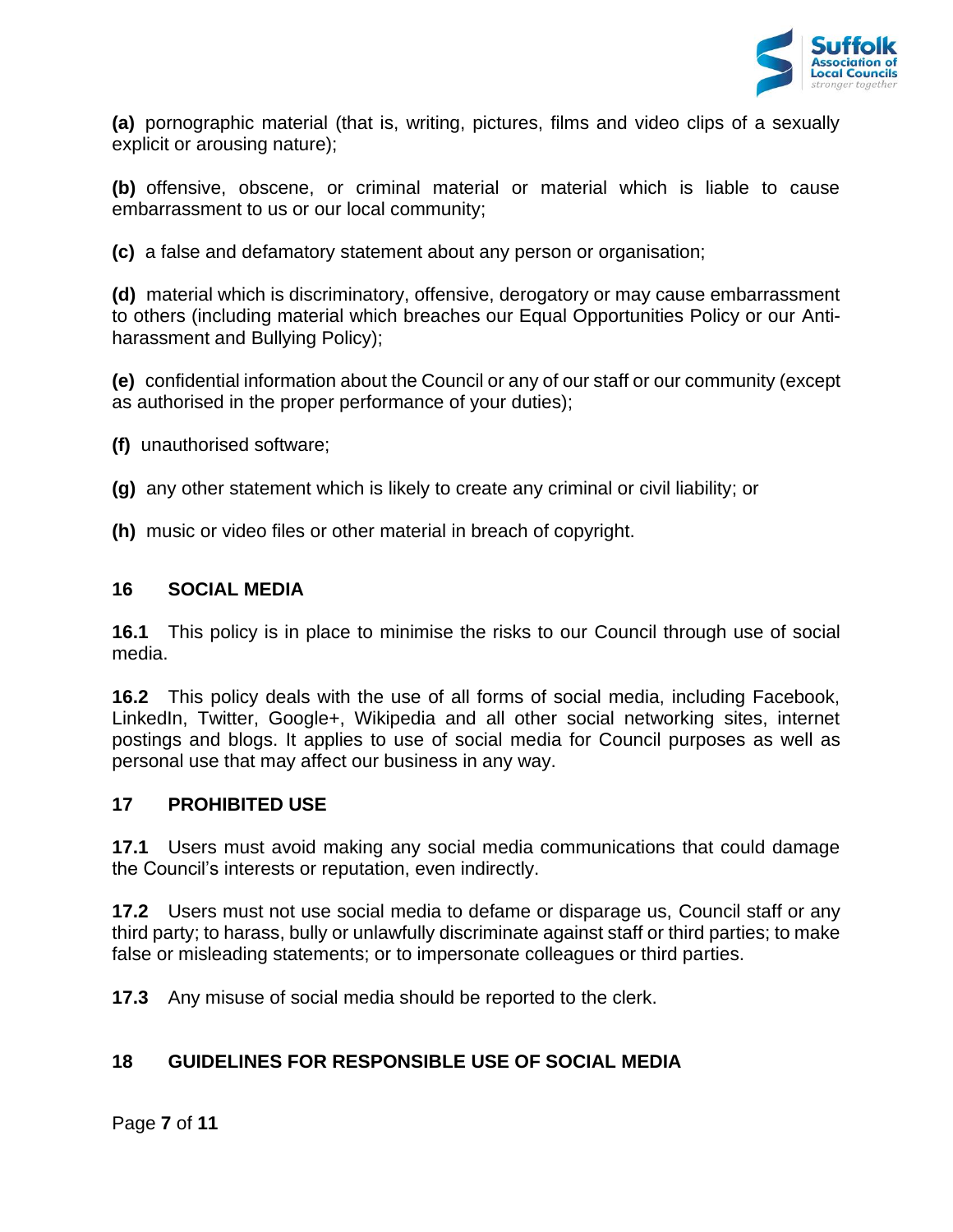**(a)** pornographic material (that is, writing, pictures, films and video clips of a sexually explicit or arousing nature);

**(b)** offensive, obscene, or criminal material or material which is liable to cause embarrassment to us or our local community;

**(c)** a false and defamatory statement about any person or organisation;

**(d)** material which is discriminatory, offensive, derogatory or may cause embarrassment to others (including material which breaches our Equal Opportunities Policy or our Anti-harassment and Bullying Policy);

**(e)** confidential information about the Council or any of our staff or our community (except as authorised in the proper performance of your duties);

**(f)** unauthorised software;

**(g)** any other statement which is likely to create any criminal or civil liability; or

**(h)** music or video files or other material in breach of copyright.

## 16 SOCIAL MEDIA

**16.1** This policy is in place to minimise the risks to our Council through use of social media.

**16.2** This policy deals with the use of all forms of social media, including Facebook, LinkedIn, Twitter, Google+, Wikipedia and all other social networking sites, internet postings and blogs. It applies to use of social media for Council purposes as well as personal use that may affect our business in any way.

## 17 PROHIBITED USE

**17.1** Users must avoid making any social media communications that could damage the Council's interests or reputation, even indirectly.

**17.2** Users must not use social media to defame or disparage us, Council staff or any third party; to harass, bully or unlawfully discriminate against staff or third parties; to make false or misleading statements; or to impersonate colleagues or third parties.

**17.3** Any misuse of social media should be reported to the clerk.

## 18 GUIDELINES FOR RESPONSIBLE USE OF SOCIAL MEDIA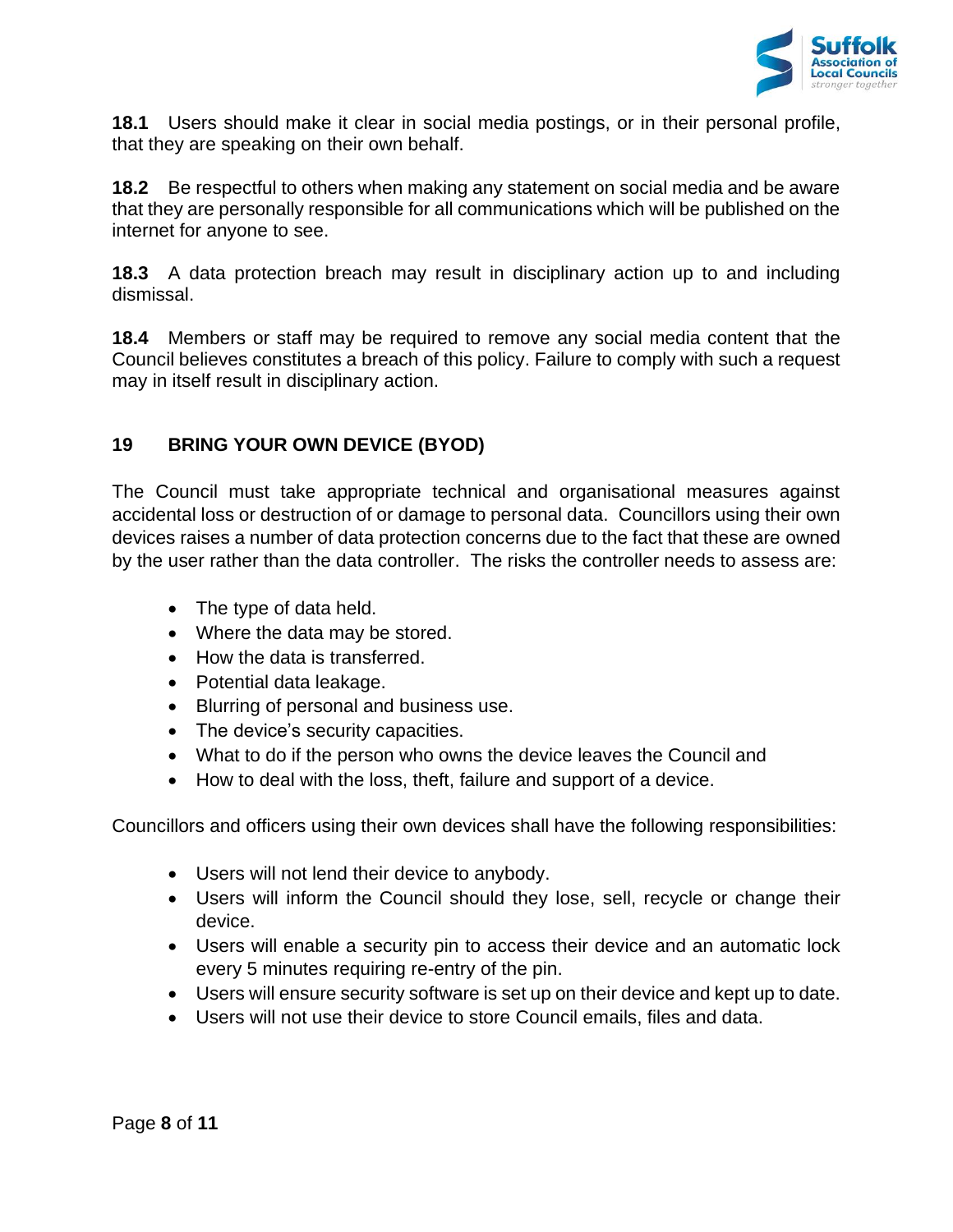**18.1** Users should make it clear in social media postings, or in their personal profile, that they are speaking on their own behalf.

**18.2** Be respectful to others when making any statement on social media and be aware that they are personally responsible for all communications which will be published on the internet for anyone to see.

**18.3** A data protection breach may result in disciplinary action up to and including dismissal.

**18.4** Members or staff may be required to remove any social media content that the Council believes constitutes a breach of this policy. Failure to comply with such a request may in itself result in disciplinary action.

## 19 BRING YOUR OWN DEVICE (BYOD)

The Council must take appropriate technical and organisational measures against accidental loss or destruction of or damage to personal data. Councillors using their own devices raises a number of data protection concerns due to the fact that these are owned by the user rather than the data controller. The risks the controller needs to assess are:

- The type of data held.
- Where the data may be stored.
- How the data is transferred.
- Potential data leakage.
- Blurring of personal and business use.
- The device's security capacities.
- What to do if the person who owns the device leaves the Council and
- How to deal with the loss, theft, failure and support of a device.

Councillors and officers using their own devices shall have the following responsibilities:

- Users will not lend their device to anybody.
- Users will inform the Council should they lose, sell, recycle or change their device.
- Users will enable a security pin to access their device and an automatic lock every 5 minutes requiring re-entry of the pin.
- Users will ensure security software is set up on their device and kept up to date.
- Users will not use their device to store Council emails, files and data.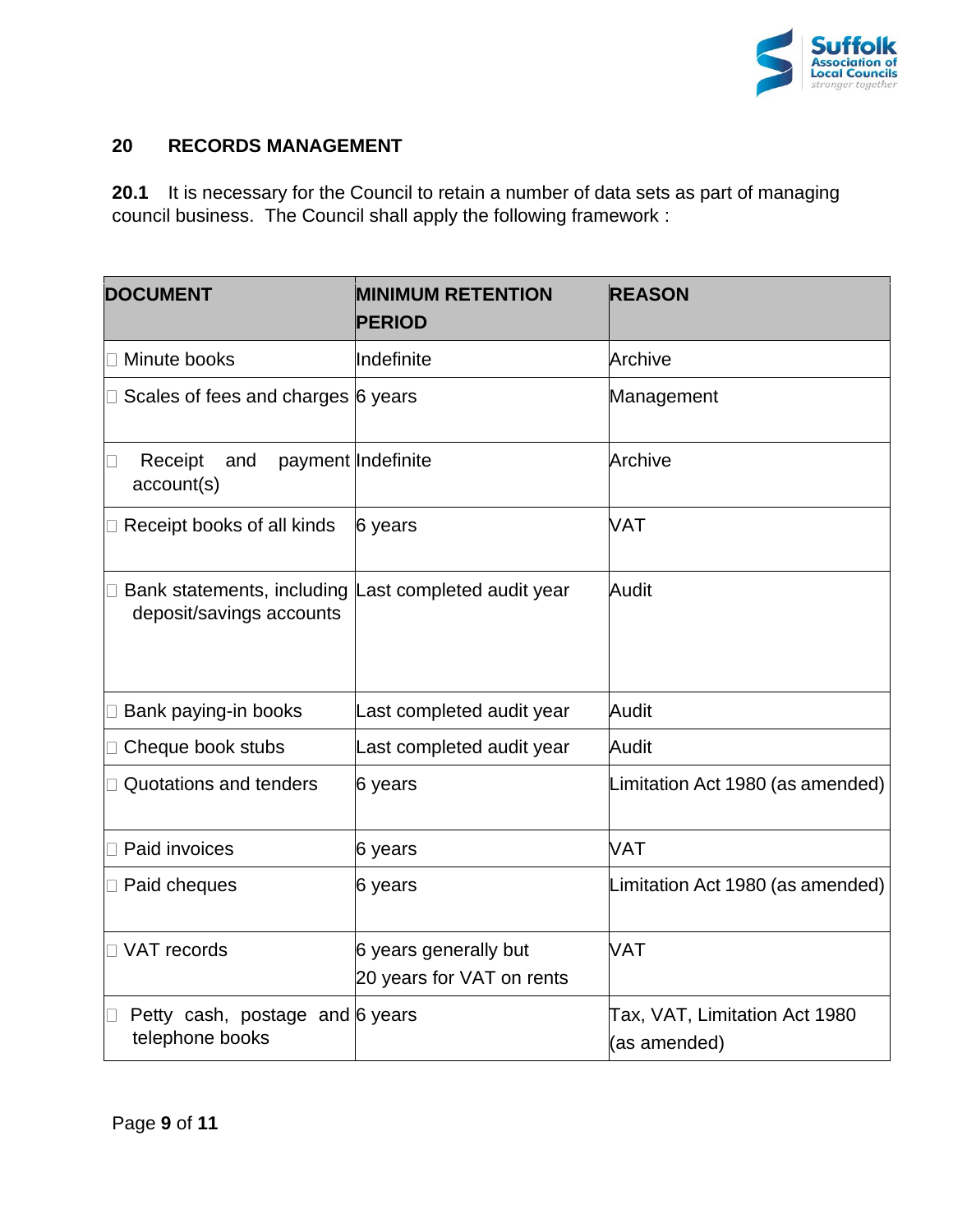## 20 RECORDS MANAGEMENT

**20.1** It is necessary for the Council to retain a number of data sets as part of managing council business. The Council shall apply the following framework :

| DOCUMENT | MINIMUM RETENTION PERIOD | REASON |
|---|---|---|
| Minute books | Indefinite | Archive |
| Scales of fees and charges | 6 years | Management |
| Receipt and payment account(s) | Indefinite | Archive |
| Receipt books of all kinds | 6 years | VAT |
| Bank statements, including deposit/savings accounts | Last completed audit year | Audit |
| Bank paying-in books | Last completed audit year | Audit |
| Cheque book stubs | Last completed audit year | Audit |
| Quotations and tenders | 6 years | Limitation Act 1980 (as amended) |
| Paid invoices | 6 years | VAT |
| Paid cheques | 6 years | Limitation Act 1980 (as amended) |
| VAT records | 6 years generally but 20 years for VAT on rents | VAT |
| Petty cash, postage and telephone books | 6 years | Tax, VAT, Limitation Act 1980 (as amended) |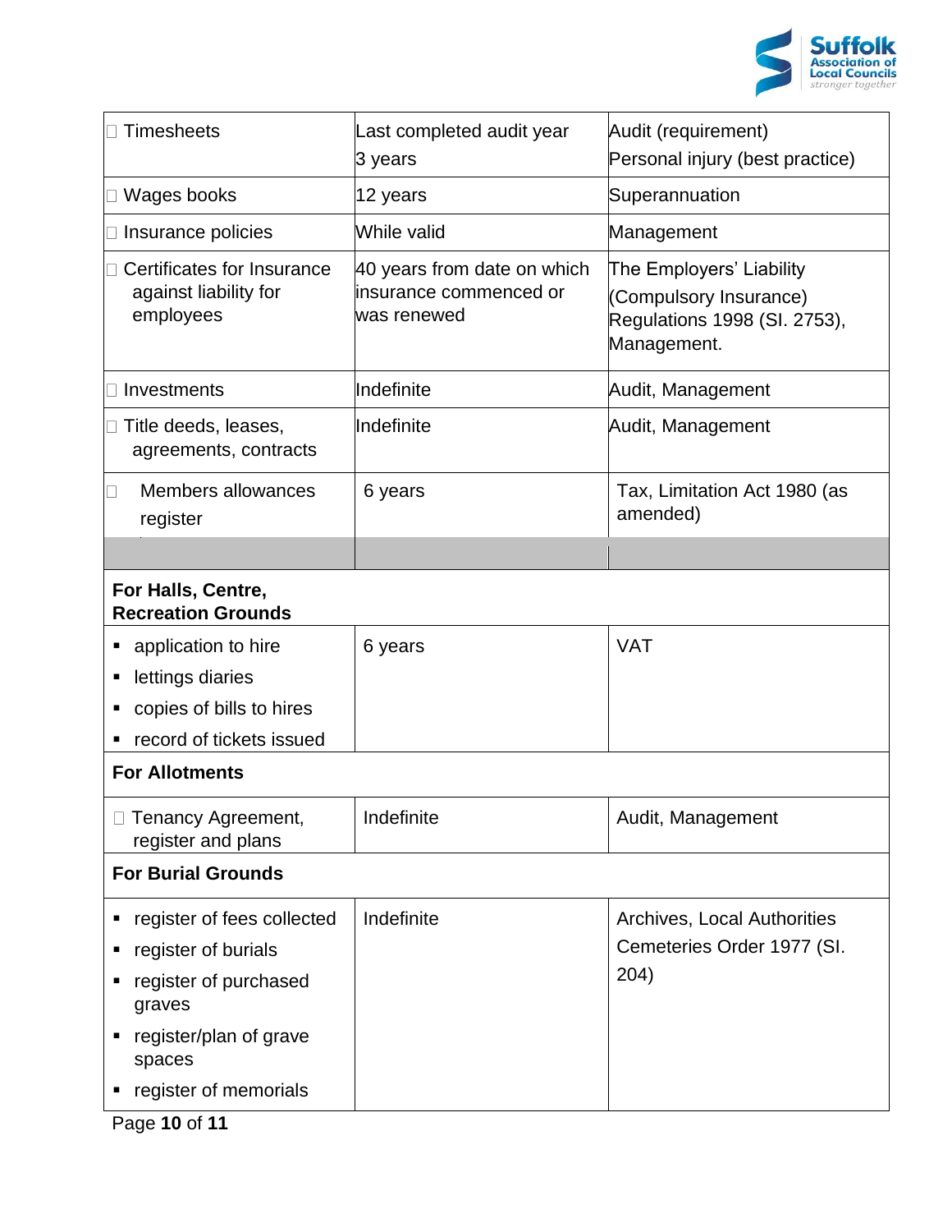| | | |
|---|---|---|
| Timesheets | Last completed audit year<br>3 years | Audit (requirement)<br>Personal injury (best practice) |
| Wages books | 12 years | Superannuation |
| Insurance policies | While valid | Management |
| Certificates for Insurance against liability for employees | 40 years from date on which insurance commenced or was renewed | The Employers' Liability (Compulsory Insurance) Regulations 1998 (SI. 2753), Management. |
| Investments | Indefinite | Audit, Management |
| Title deeds, leases, agreements, contracts | Indefinite | Audit, Management |
| Members allowances register | 6 years | Tax, Limitation Act 1980 (as amended) |
| | | |
| **For Halls, Centre, Recreation Grounds** | | |
| ▪ application to hire<br>▪ lettings diaries<br>▪ copies of bills to hires<br>▪ record of tickets issued | 6 years | VAT |
| **For Allotments** | | |
| Tenancy Agreement, register and plans | Indefinite | Audit, Management |
| **For Burial Grounds** | | |
| ▪ register of fees collected<br>▪ register of burials<br>▪ register of purchased graves<br>▪ register/plan of grave spaces<br>▪ register of memorials | Indefinite | Archives, Local Authorities Cemeteries Order 1977 (SI. 204) |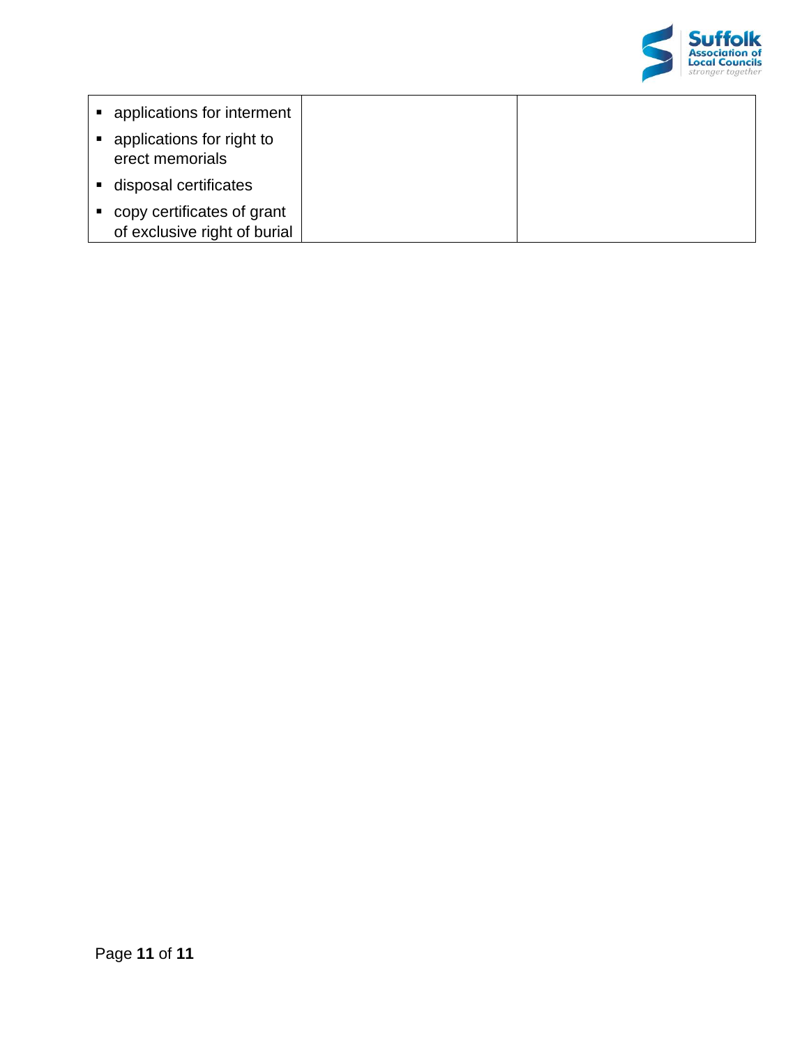| | | |
|---|---|---|
| ▪ applications for interment<br>▪ applications for right to erect memorials<br>▪ disposal certificates<br>▪ copy certificates of grant of exclusive right of burial | | |